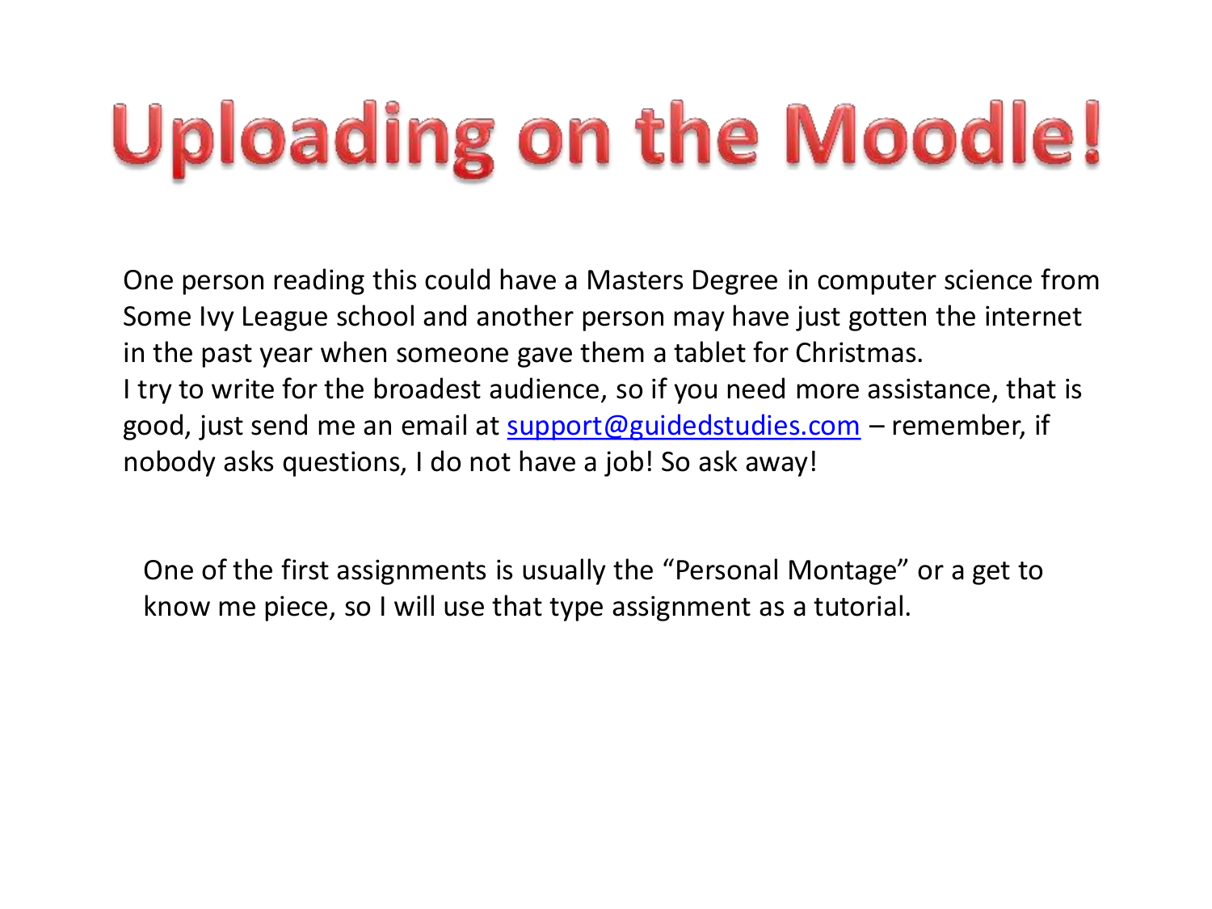# Uploading on the Moodle!

One person reading this could have a Masters Degree in computer science from Some Ivy League school and another person may have just gotten the internet in the past year when someone gave them a tablet for Christmas.
I try to write for the broadest audience, so if you need more assistance, that is good, just send me an email at support@guidedstudies.com – remember, if nobody asks questions, I do not have a job! So ask away!

One of the first assignments is usually the "Personal Montage" or a get to know me piece, so I will use that type assignment as a tutorial.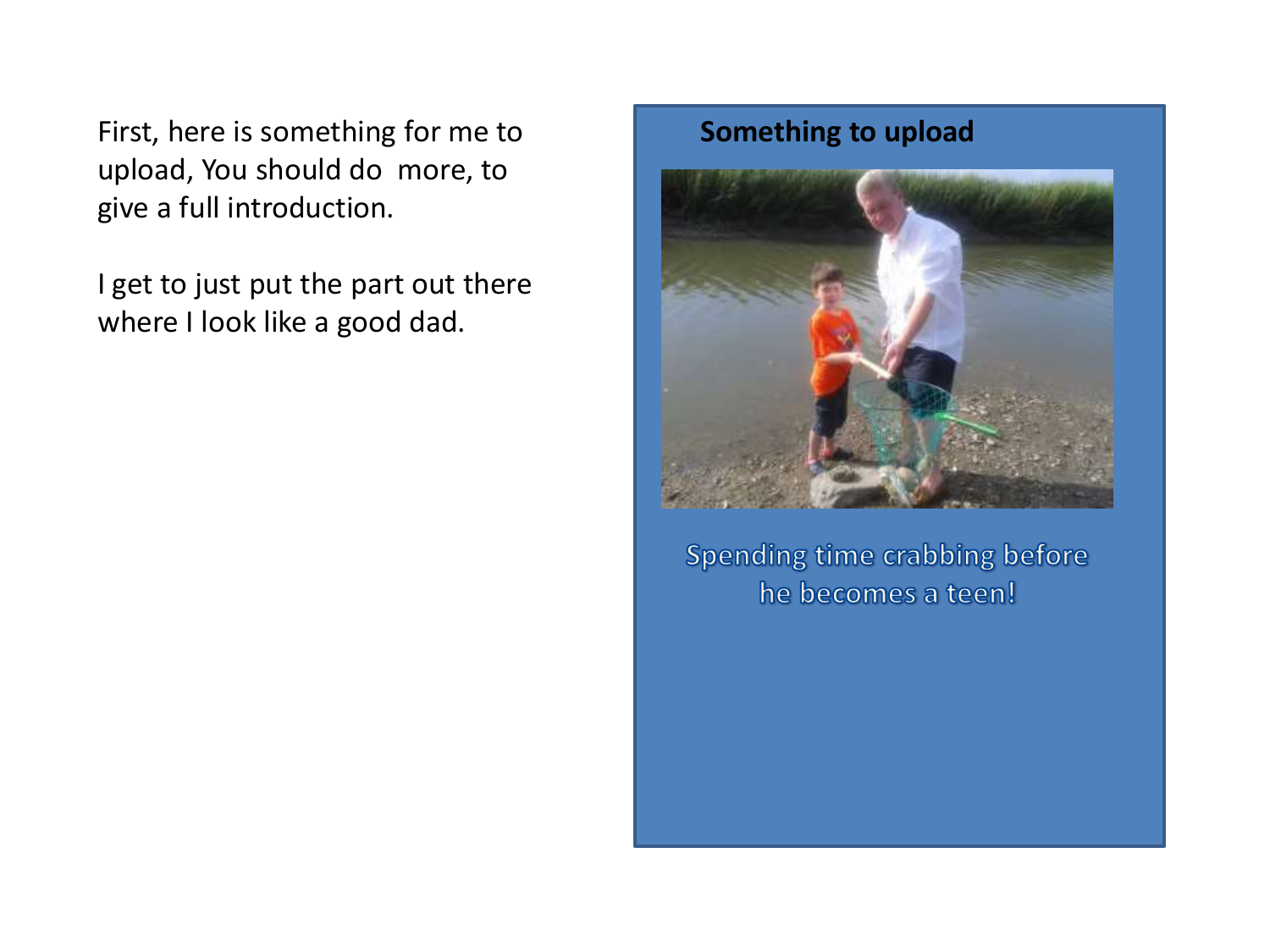First, here is something for me to upload, You should do  more, to give a full introduction.

I get to just put the part out there where I look like a good dad.

**Something to upload**

Spending time crabbing before he becomes a teen!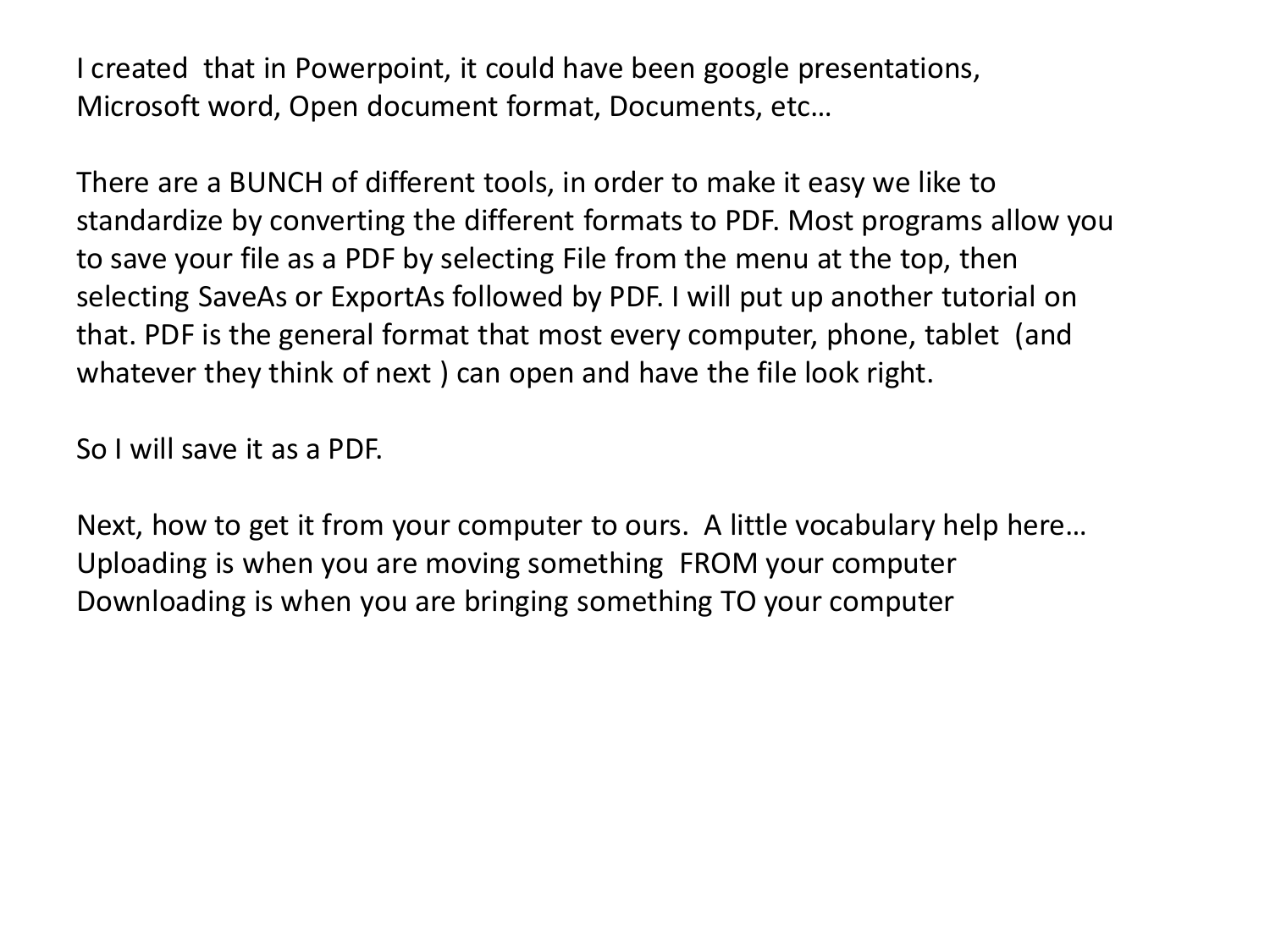I created that in Powerpoint, it could have been google presentations, Microsoft word, Open document format, Documents, etc…

There are a BUNCH of different tools, in order to make it easy we like to standardize by converting the different formats to PDF. Most programs allow you to save your file as a PDF by selecting File from the menu at the top, then selecting SaveAs or ExportAs followed by PDF. I will put up another tutorial on that. PDF is the general format that most every computer, phone, tablet (and whatever they think of next ) can open and have the file look right.

So I will save it as a PDF.

Next, how to get it from your computer to ours. A little vocabulary help here…
Uploading is when you are moving something FROM your computer
Downloading is when you are bringing something TO your computer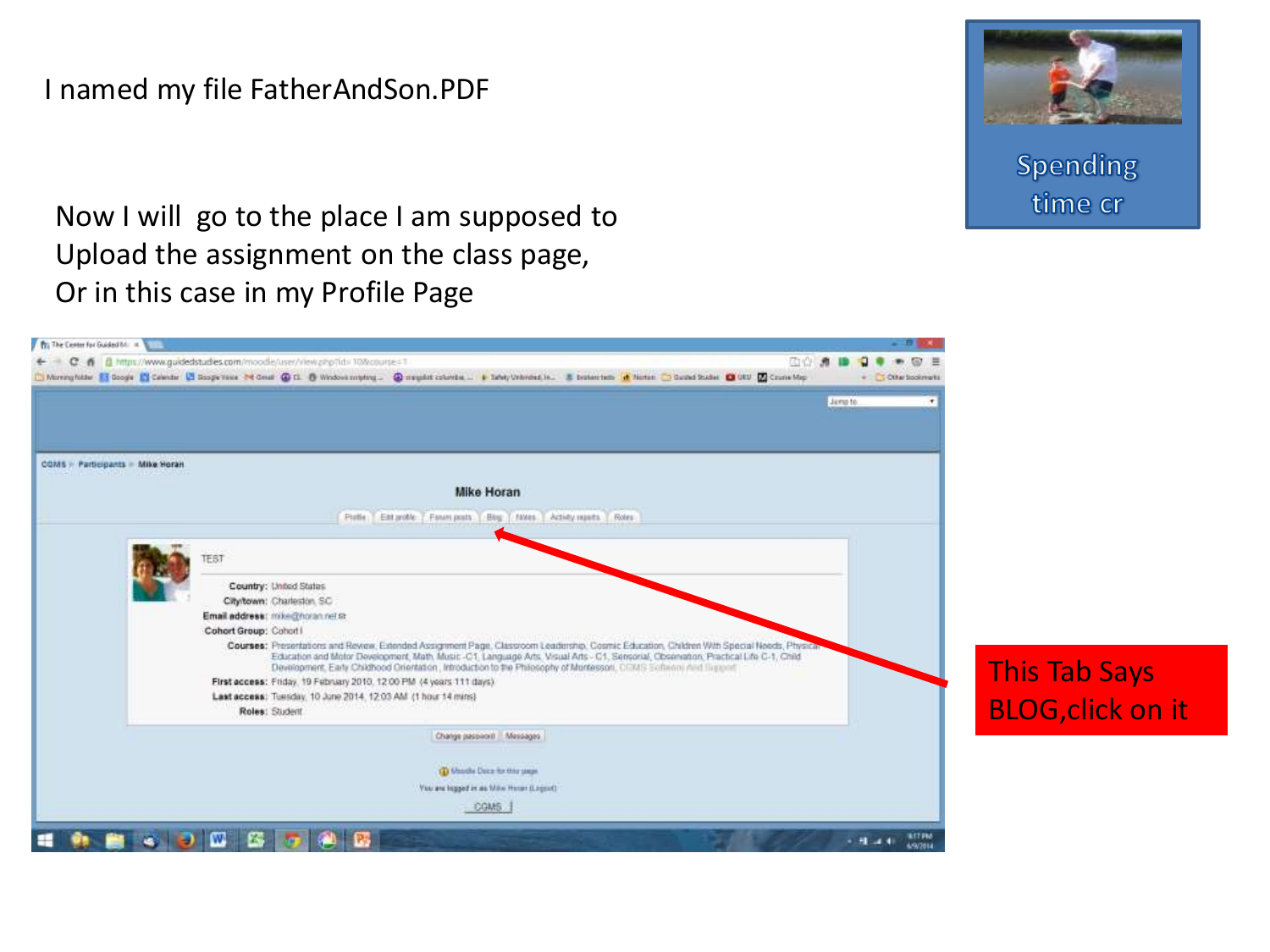I named my file FatherAndSon.PDF

Now I will go to the place I am supposed to
Upload the assignment on the class page,
Or in this case in my Profile Page

Spending time cr

This Tab Says BLOG,click on it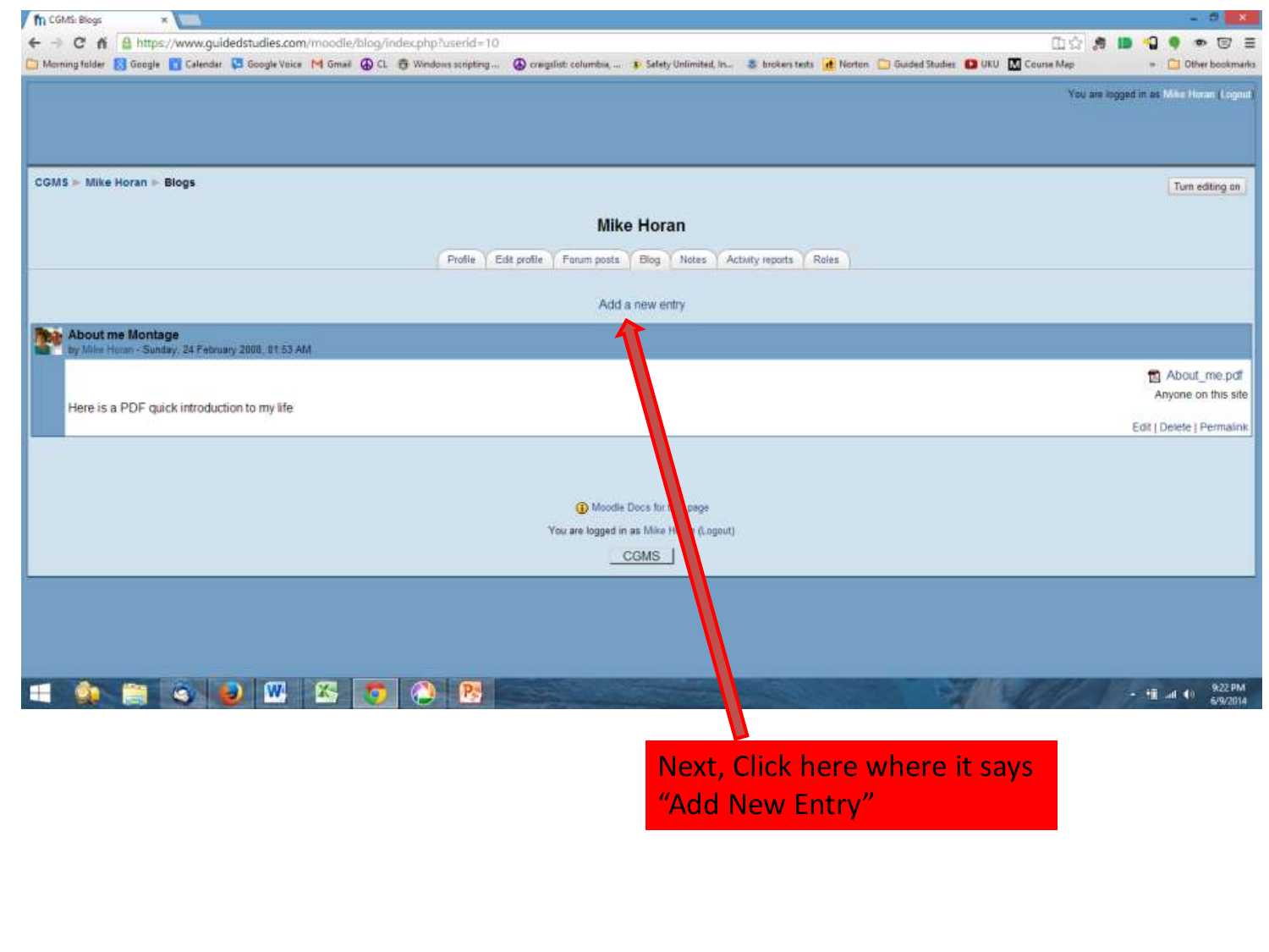CGMS ▸ Mike Horan ▸ Blogs

Turn editing on

## Mike Horan

Profile | Edit profile | Forum posts | Blog | Notes | Activity reports | Roles

Add a new entry

**About me Montage**
by Mike Horan - Sunday, 24 February 2008, 01:53 AM

Here is a PDF quick introduction to my life

About_me.pdf
Anyone on this site

Edit | Delete | Permalink

Moodle Docs for this page

You are logged in as Mike Horan (Logout)

CGMS

Next, Click here where it says "Add New Entry"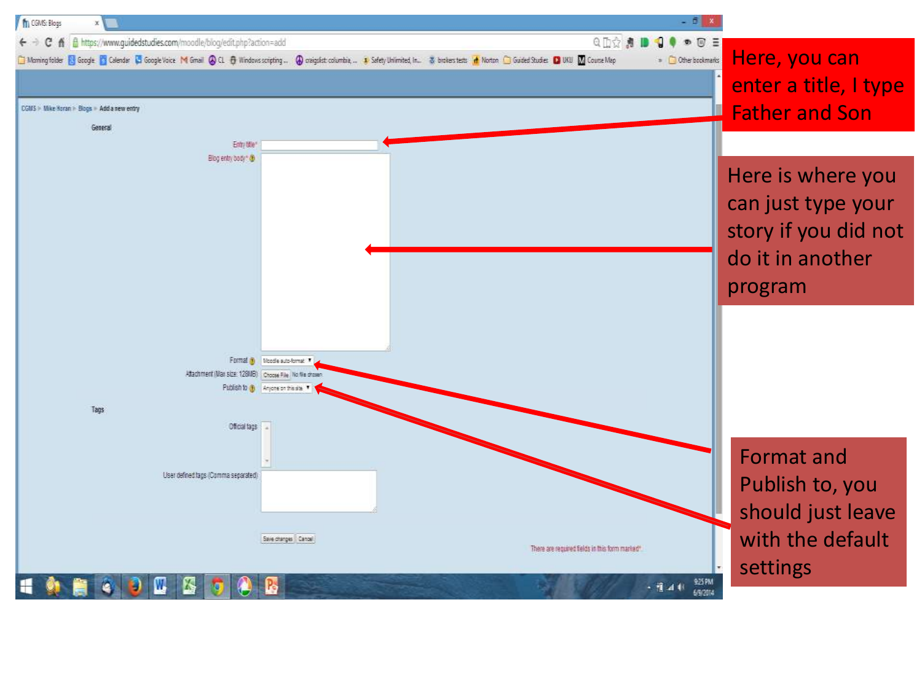Here, you can enter a title, I type Father and Son

Here is where you can just type your story if you did not do it in another program

Format and Publish to, you should just leave with the default settings

CGMS ▸ Mike Horan ▸ Blogs ▸ Add a new entry

General

Entry title*

Blog entry body*

Format: Moodle auto-format

Attachment (Max size: 128MB): Choose File — No file chosen

Publish to: Anyone on this site

Tags

Official tags

User defined tags (Comma separated)

Save changes | Cancel

There are required fields in this form marked*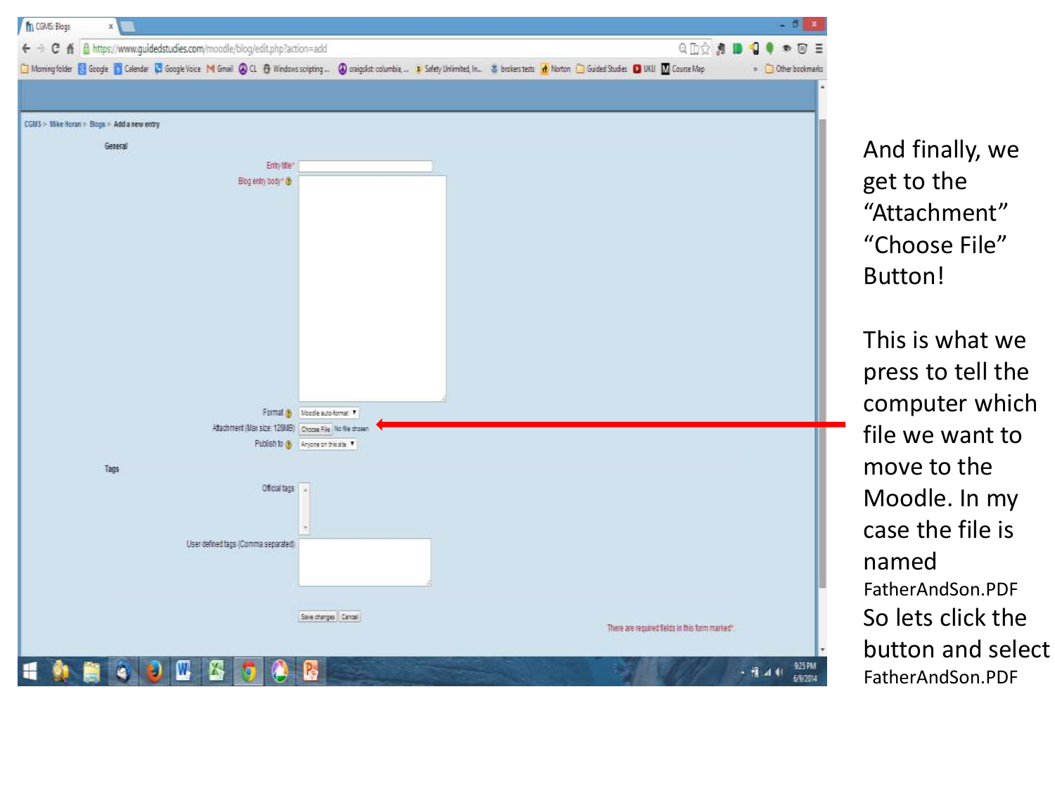And finally, we get to the "Attachment" "Choose File" Button!

This is what we press to tell the computer which file we want to move to the Moodle. In my case the file is named FatherAndSon.PDF So lets click the button and select FatherAndSon.PDF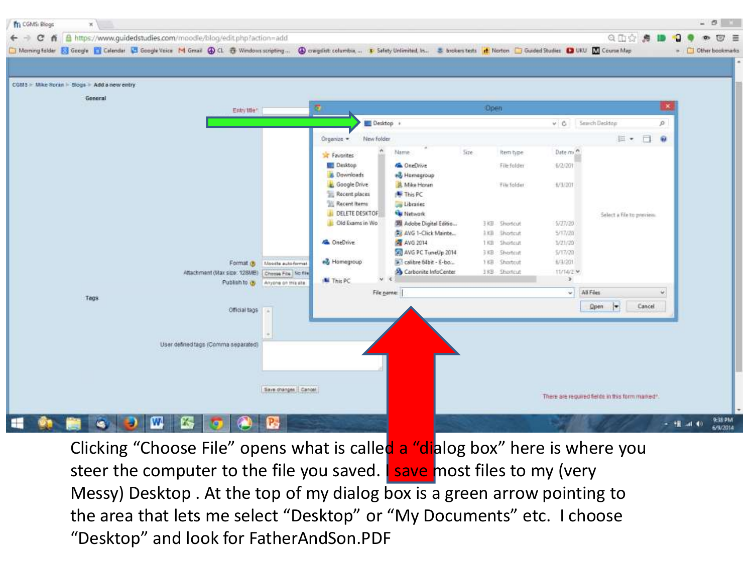Clicking "Choose File" opens what is called a "dialog box" here is where you steer the computer to the file you saved. I save most files to my (very Messy) Desktop . At the top of my dialog box is a green arrow pointing to the area that lets me select "Desktop" or "My Documents" etc. I choose "Desktop" and look for FatherAndSon.PDF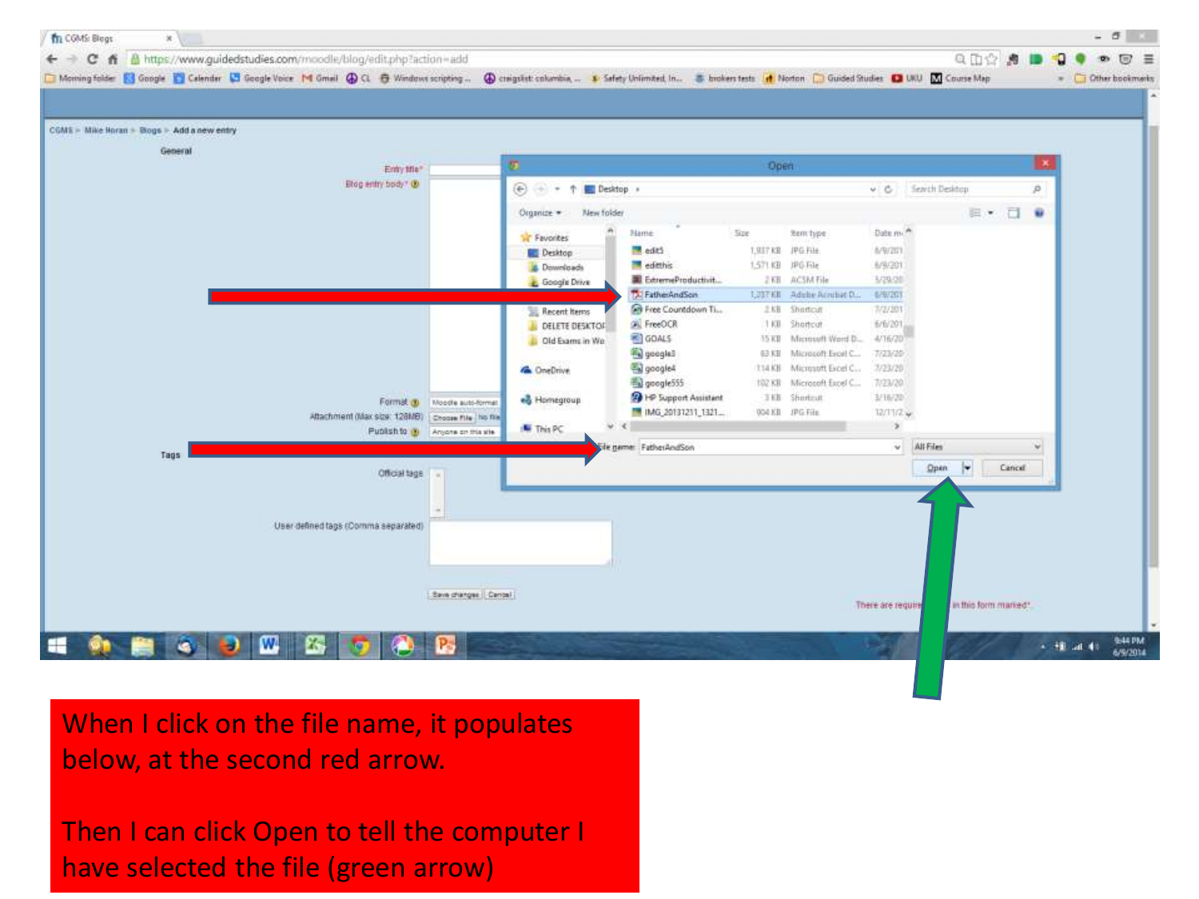When I click on the file name, it populates below, at the second red arrow.

Then I can click Open to tell the computer I have selected the file (green arrow)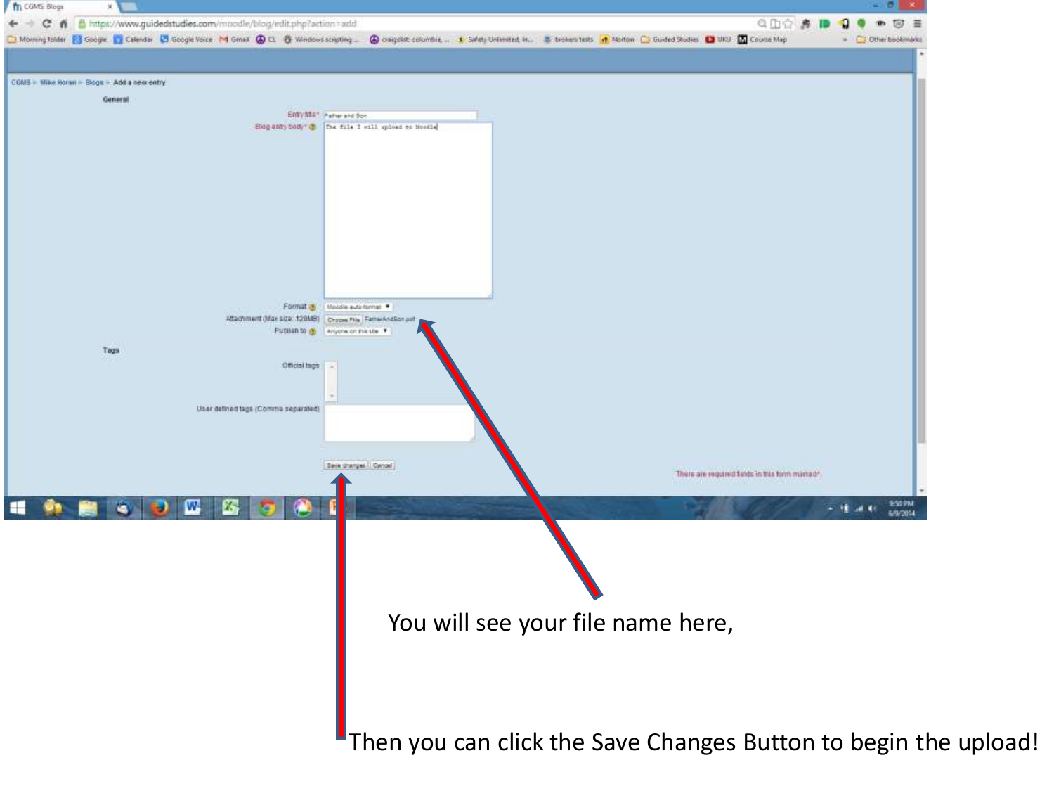You will see your file name here,

Then you can click the Save Changes Button to begin the upload!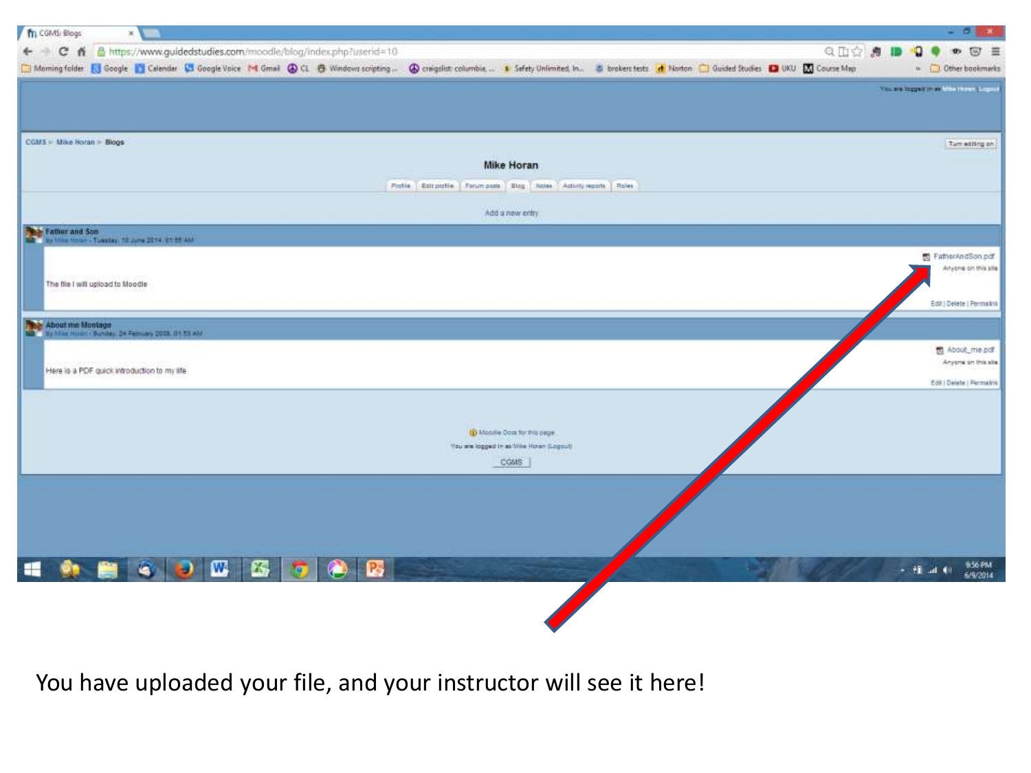You have uploaded your file, and your instructor will see it here!